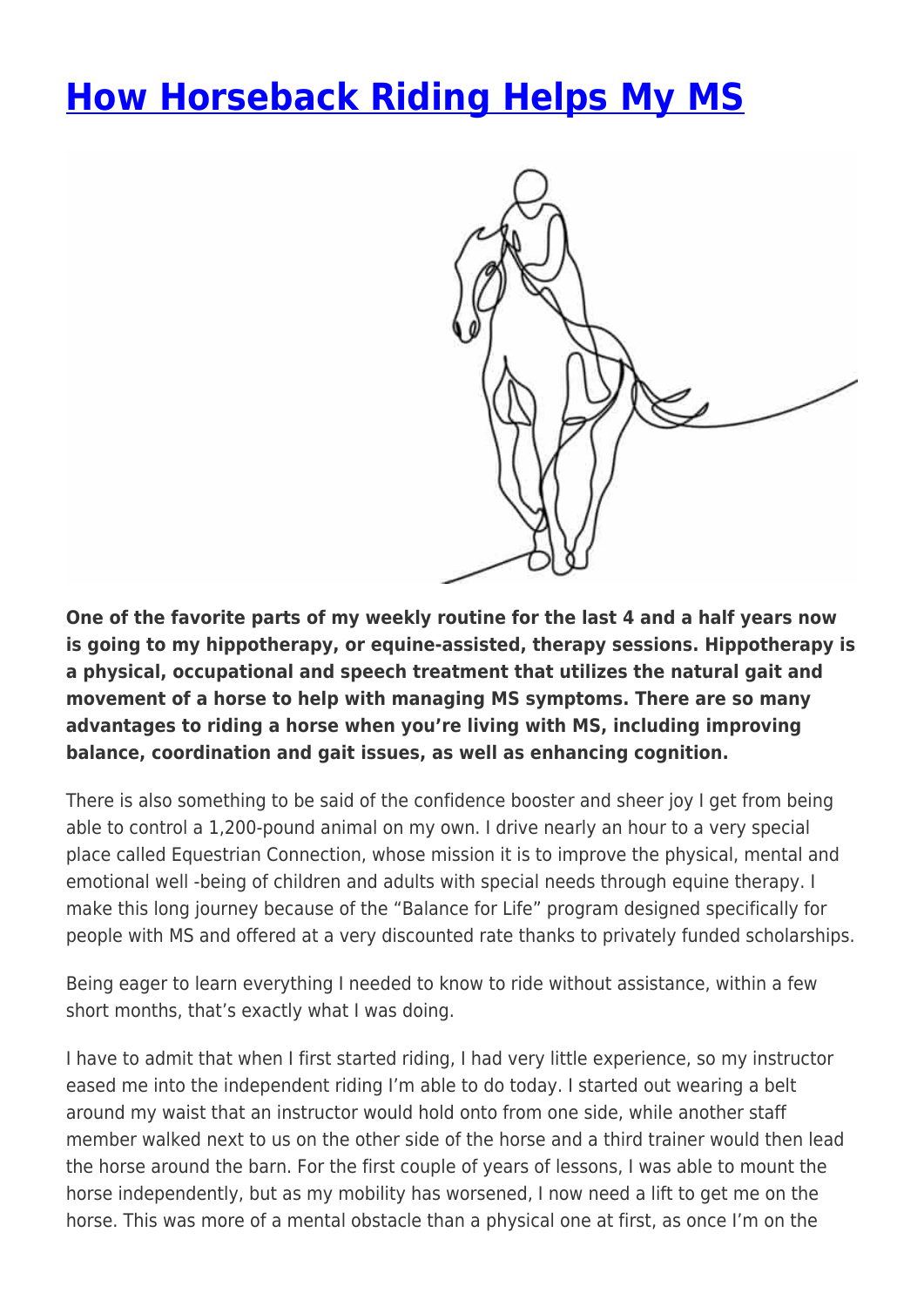# How Horseback Riding Helps My MS

**One of the favorite parts of my weekly routine for the last 4 and a half years now is going to my hippotherapy, or equine-assisted, therapy sessions. Hippotherapy is a physical, occupational and speech treatment that utilizes the natural gait and movement of a horse to help with managing MS symptoms. There are so many advantages to riding a horse when you're living with MS, including improving balance, coordination and gait issues, as well as enhancing cognition.**

There is also something to be said of the confidence booster and sheer joy I get from being able to control a 1,200-pound animal on my own. I drive nearly an hour to a very special place called Equestrian Connection, whose mission it is to improve the physical, mental and emotional well -being of children and adults with special needs through equine therapy. I make this long journey because of the "Balance for Life" program designed specifically for people with MS and offered at a very discounted rate thanks to privately funded scholarships.

Being eager to learn everything I needed to know to ride without assistance, within a few short months, that's exactly what I was doing.

I have to admit that when I first started riding, I had very little experience, so my instructor eased me into the independent riding I'm able to do today. I started out wearing a belt around my waist that an instructor would hold onto from one side, while another staff member walked next to us on the other side of the horse and a third trainer would then lead the horse around the barn. For the first couple of years of lessons, I was able to mount the horse independently, but as my mobility has worsened, I now need a lift to get me on the horse. This was more of a mental obstacle than a physical one at first, as once I'm on the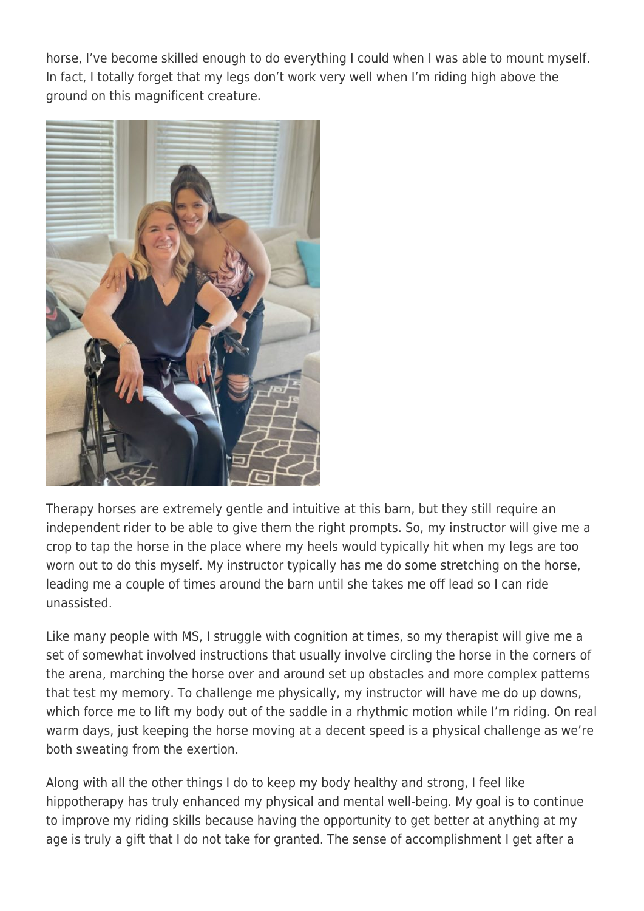horse, I've become skilled enough to do everything I could when I was able to mount myself. In fact, I totally forget that my legs don't work very well when I'm riding high above the ground on this magnificent creature.

Therapy horses are extremely gentle and intuitive at this barn, but they still require an independent rider to be able to give them the right prompts. So, my instructor will give me a crop to tap the horse in the place where my heels would typically hit when my legs are too worn out to do this myself. My instructor typically has me do some stretching on the horse, leading me a couple of times around the barn until she takes me off lead so I can ride unassisted.

Like many people with MS, I struggle with cognition at times, so my therapist will give me a set of somewhat involved instructions that usually involve circling the horse in the corners of the arena, marching the horse over and around set up obstacles and more complex patterns that test my memory. To challenge me physically, my instructor will have me do up downs, which force me to lift my body out of the saddle in a rhythmic motion while I'm riding. On real warm days, just keeping the horse moving at a decent speed is a physical challenge as we're both sweating from the exertion.

Along with all the other things I do to keep my body healthy and strong, I feel like hippotherapy has truly enhanced my physical and mental well-being. My goal is to continue to improve my riding skills because having the opportunity to get better at anything at my age is truly a gift that I do not take for granted. The sense of accomplishment I get after a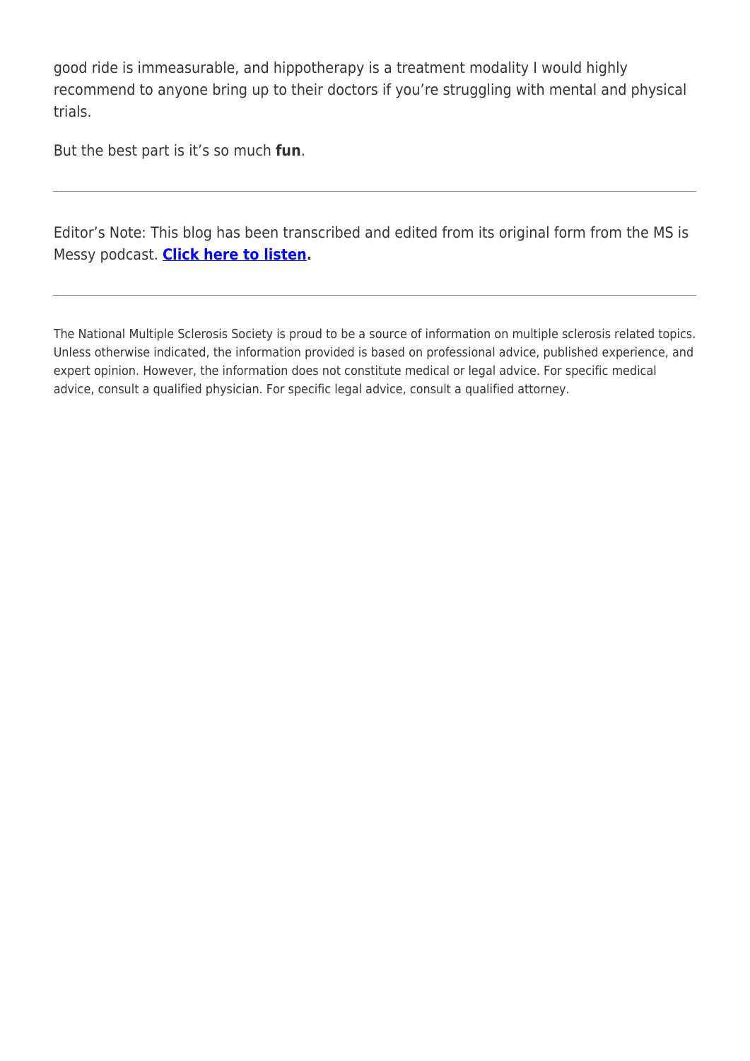good ride is immeasurable, and hippotherapy is a treatment modality I would highly recommend to anyone bring up to their doctors if you're struggling with mental and physical trials.

But the best part is it's so much **fun**.

---

Editor's Note: This blog has been transcribed and edited from its original form from the MS is Messy podcast. **Click here to listen.**

---

The National Multiple Sclerosis Society is proud to be a source of information on multiple sclerosis related topics. Unless otherwise indicated, the information provided is based on professional advice, published experience, and expert opinion. However, the information does not constitute medical or legal advice. For specific medical advice, consult a qualified physician. For specific legal advice, consult a qualified attorney.